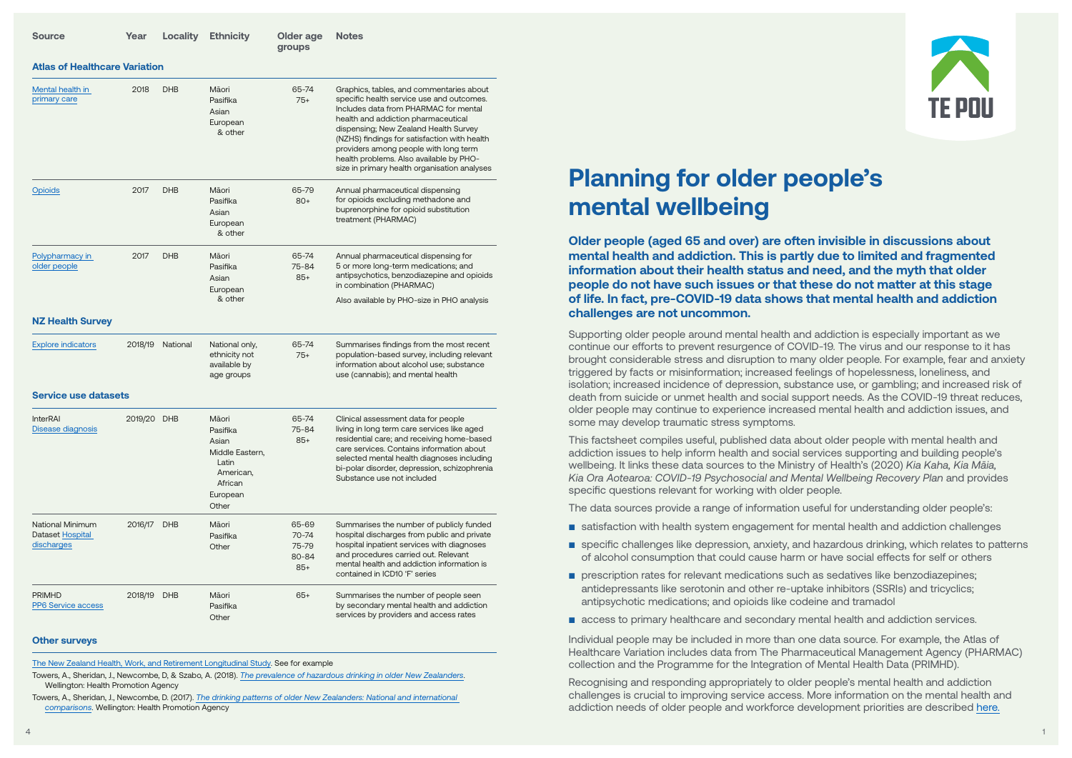# Planning for older people's mental wellbeing

**Older people (aged 65 and over) are often invisible in discussions about mental health and addiction. This is partly due to limited and fragmented information about their health status and need, and the myth that older people do not have such issues or that these do not matter at this stage of life. In fact, pre-COVID-19 data shows that mental health and addiction challenges are not uncommon.**

Supporting older people around mental health and addiction is especially important as we continue our efforts to prevent resurgence of COVID-19. The virus and our response to it has brought considerable stress and disruption to many older people. For example, fear and anxiety triggered by facts or misinformation; increased feelings of hopelessness, loneliness, and isolation; increased incidence of depression, substance use, or gambling; and increased risk of death from suicide or unmet health and social support needs. As the COVID-19 threat reduces, older people may continue to experience increased mental health and addiction issues, and some may develop traumatic stress symptoms.

This factsheet compiles useful, published data about older people with mental health and addiction issues to help inform health and social services supporting and building people's wellbeing. It links these data sources to the Ministry of Health's (2020) *Kia Kaha, Kia Māia, Kia Ora Aotearoa: COVID-19 Psychosocial and Mental Wellbeing Recovery Plan* and provides specific questions relevant for working with older people.

The data sources provide a range of information useful for understanding older people's:

- satisfaction with health system engagement for mental health and addiction challenges
- specific challenges like depression, anxiety, and hazardous drinking, which relates to patterns of alcohol consumption that could cause harm or have social effects for self or others
- prescription rates for relevant medications such as sedatives like benzodiazepines; antidepressants like serotonin and other re-uptake inhibitors (SSRIs) and tricyclics; antipsychotic medications; and opioids like codeine and tramadol
- access to primary healthcare and secondary mental health and addiction services.

Individual people may be included in more than one data source. For example, the Atlas of Healthcare Variation includes data from The Pharmaceutical Management Agency (PHARMAC) collection and the Programme for the Integration of Mental Health Data (PRIMHD).

Recognising and responding appropriately to older people's mental health and addiction challenges is crucial to improving service access. More information on the mental health and addiction needs of older people and workforce development priorities are described here.

| Source | Year | Locality | Ethnicity | Older age groups | Notes |
|---|---|---|---|---|---|
| **Atlas of Healthcare Variation** | | | | | |
| Mental health in primary care | 2018 | DHB | Māori, Pasifika, Asian, European & other | 65-74, 75+ | Graphics, tables, and commentaries about specific health service use and outcomes. Includes data from PHARMAC for mental health and addiction pharmaceutical dispensing; New Zealand Health Survey (NZHS) findings for satisfaction with health providers among people with long term health problems. Also available by PHO-size in primary health organisation analyses |
| Opioids | 2017 | DHB | Māori, Pasifika, Asian, European & other | 65-79, 80+ | Annual pharmaceutical dispensing for opioids excluding methadone and buprenorphine for opioid substitution treatment (PHARMAC) |
| Polypharmacy in older people | 2017 | DHB | Māori, Pasifika, Asian, European & other | 65-74, 75-84, 85+ | Annual pharmaceutical dispensing for 5 or more long-term medications; and antipsychotics, benzodiazepine and opioids in combination (PHARMAC). Also available by PHO-size in PHO analysis |
| **NZ Health Survey** | | | | | |
| Explore indicators | 2018/19 | National | National only, ethnicity not available by age groups | 65-74, 75+ | Summarises findings from the most recent population-based survey, including relevant information about alcohol use; substance use (cannabis); and mental health |
| **Service use datasets** | | | | | |
| InterRAI Disease diagnosis | 2019/20 | DHB | Māori, Pasifika, Asian, Middle Eastern, Latin American, African, European, Other | 65-74, 75-84, 85+ | Clinical assessment data for people living in long term care services like aged residential care; and receiving home-based care services. Contains information about selected mental health diagnoses including bi-polar disorder, depression, schizophrenia. Substance use not included |
| National Minimum Dataset Hospital discharges | 2016/17 | DHB | Māori, Pasifika, Other | 65-69, 70-74, 75-79, 80-84, 85+ | Summarises the number of publicly funded hospital discharges from public and private hospital inpatient services with diagnoses and procedures carried out. Relevant mental health and addiction information is contained in ICD10 'F' series |
| PRIMHD PP6 Service access | 2018/19 | DHB | Māori, Pasifika, Other | 65+ | Summarises the number of people seen by secondary mental health and addiction services by providers and access rates |

**Other surveys**

The New Zealand Health, Work, and Retirement Longitudinal Study. See for example

Towers, A., Sheridan, J., Newcombe, D, & Szabo, A. (2018). *The prevalence of hazardous drinking in older New Zealanders*. Wellington: Health Promotion Agency

Towers, A., Sheridan, J., Newcombe, D. (2017). *The drinking patterns of older New Zealanders: National and international comparisons*. Wellington: Health Promotion Agency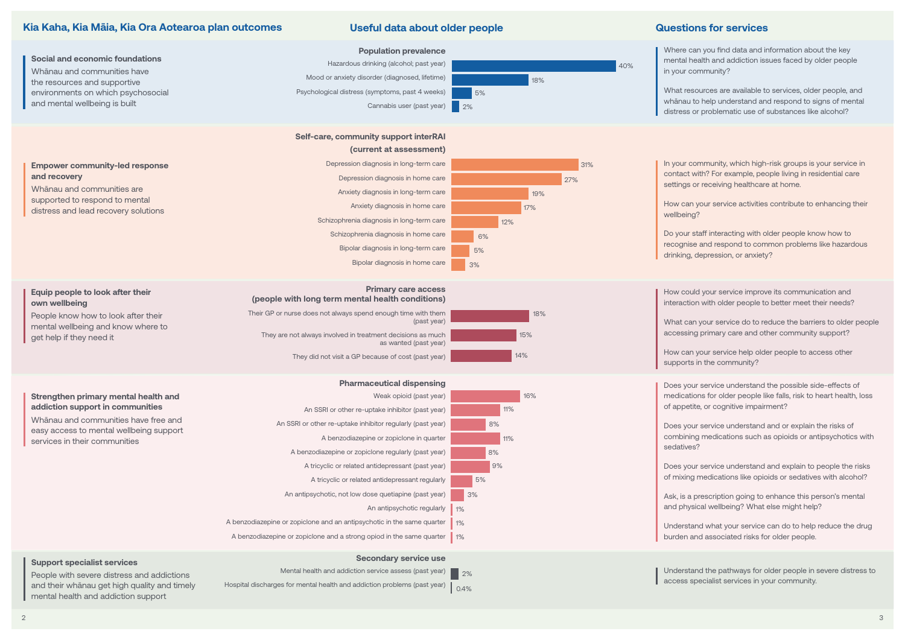## Kia Kaha, Kia Māia, Kia Ora Aotearoa plan outcomes

## Useful data about older people

## Questions for services

### Social and economic foundations

Whānau and communities have the resources and supportive environments on which psychosocial and mental wellbeing is built

**Population prevalence**

Hazardous drinking (alcohol; past year) 40%
Mood or anxiety disorder (diagnosed, lifetime) 18%
Psychological distress (symptoms, past 4 weeks) 5%
Cannabis user (past year) 2%

Where can you find data and information about the key mental health and addiction issues faced by older people in your community?

What resources are available to services, older people, and whānau to help understand and respond to signs of mental distress or problematic use of substances like alcohol?

### Empower community-led response and recovery

Whānau and communities are supported to respond to mental distress and lead recovery solutions

**Self-care, community support interRAI (current at assessment)**

Depression diagnosis in long-term care 31%
Depression diagnosis in home care 27%
Anxiety diagnosis in long-term care 19%
Anxiety diagnosis in home care 17%
Schizophrenia diagnosis in long-term care 12%
Schizophrenia diagnosis in home care 6%
Bipolar diagnosis in long-term care 5%
Bipolar diagnosis in home care 3%

In your community, which high-risk groups is your service in contact with? For example, people living in residential care settings or receiving healthcare at home.

How can your service activities contribute to enhancing their wellbeing?

Do your staff interacting with older people know how to recognise and respond to common problems like hazardous drinking, depression, or anxiety?

### Equip people to look after their own wellbeing

People know how to look after their mental wellbeing and know where to get help if they need it

**Primary care access (people with long term mental health conditions)**

Their GP or nurse does not always spend enough time with them (past year) 18%
They are not always involved in treatment decisions as much as wanted (past year) 15%
They did not visit a GP because of cost (past year) 14%

How could your service improve its communication and interaction with older people to better meet their needs?

What can your service do to reduce the barriers to older people accessing primary care and other community support?

How can your service help older people to access other supports in the community?

### Strengthen primary mental health and addiction support in communities

Whānau and communities have free and easy access to mental wellbeing support services in their communities

**Pharmaceutical dispensing**

Weak opioid (past year) 16%
An SSRI or other re-uptake inhibitor (past year) 11%
An SSRI or other re-uptake inhibitor regularly (past year) 8%
A benzodiazepine or zopiclone in quarter 11%
A benzodiazepine or zopiclone regularly (past year) 8%
A tricyclic or related antidepressant (past year) 9%
A tricyclic or related antidepressant regularly 5%
An antipsychotic, not low dose quetiapine (past year) 3%
An antipsychotic regularly 1%
A benzodiazepine or zopiclone and an antipsychotic in the same quarter 1%
A benzodiazepine or zopiclone and a strong opiod in the same quarter 1%

Does your service understand the possible side-effects of medications for older people like falls, risk to heart health, loss of appetite, or cognitive impairment?

Does your service understand and or explain the risks of combining medications such as opioids or antipsychotics with sedatives?

Does your service understand and explain to people the risks of mixing medications like opioids or sedatives with alcohol?

Ask, is a prescription going to enhance this person's mental and physical wellbeing? What else might help?

Understand what your service can do to help reduce the drug burden and associated risks for older people.

### Support specialist services

People with severe distress and addictions and their whānau get high quality and timely mental health and addiction support

**Secondary service use**

Mental health and addiction service assess (past year) 2%
Hospital discharges for mental health and addiction problems (past year) 0.4%

Understand the pathways for older people in severe distress to access specialist services in your community.